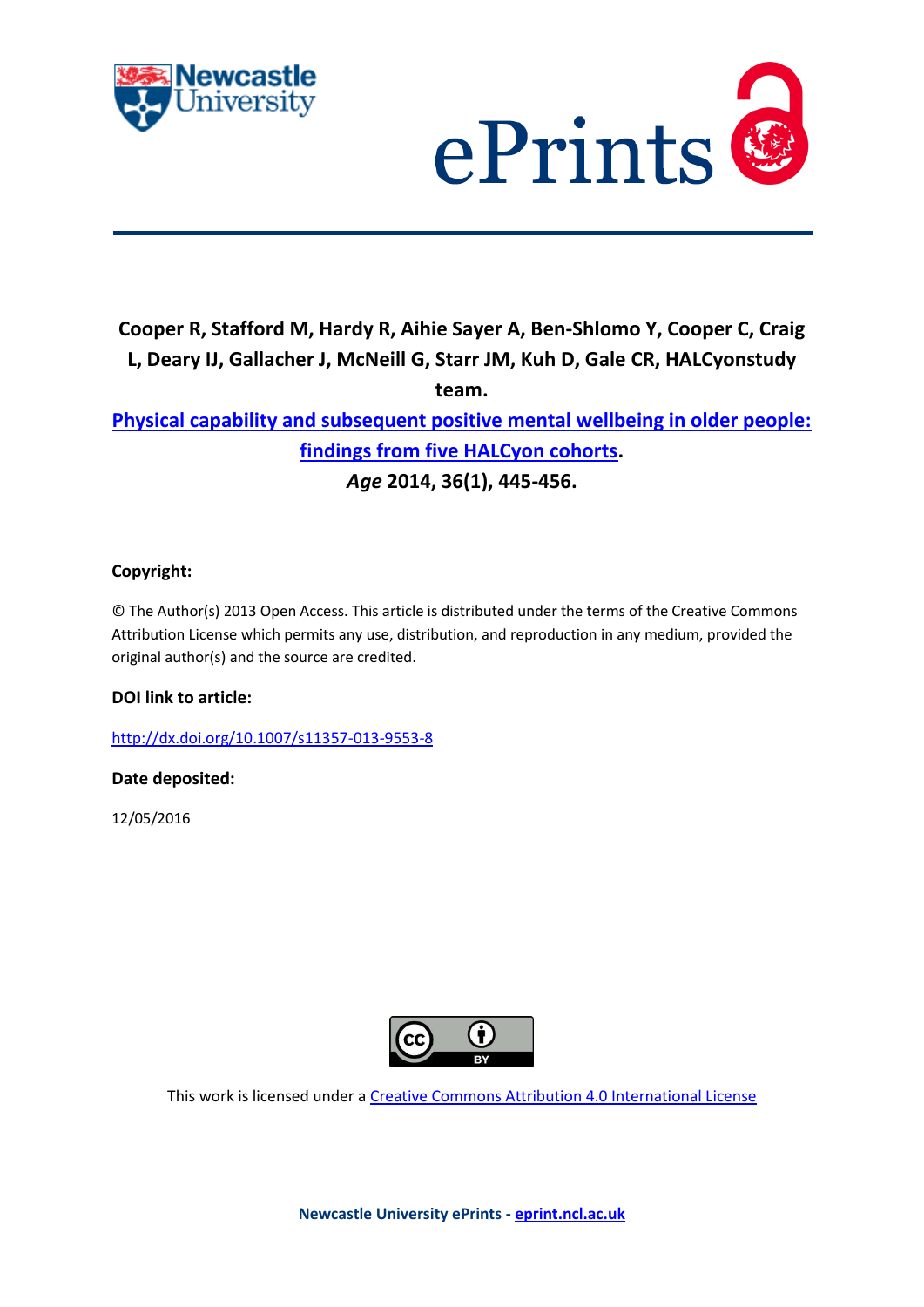**Cooper R, Stafford M, Hardy R, Aihie Sayer A, Ben-Shlomo Y, Cooper C, Craig L, Deary IJ, Gallacher J, McNeill G, Starr JM, Kuh D, Gale CR, HALCyonstudy team.**

**Physical capability and subsequent positive mental wellbeing in older people: findings from five HALCyon cohorts.**

***Age* 2014, 36(1), 445-456.**

**Copyright:**

© The Author(s) 2013 Open Access. This article is distributed under the terms of the Creative Commons Attribution License which permits any use, distribution, and reproduction in any medium, provided the original author(s) and the source are credited.

**DOI link to article:**

http://dx.doi.org/10.1007/s11357-013-9553-8

**Date deposited:**

12/05/2016

This work is licensed under a Creative Commons Attribution 4.0 International License

**Newcastle University ePrints - eprint.ncl.ac.uk**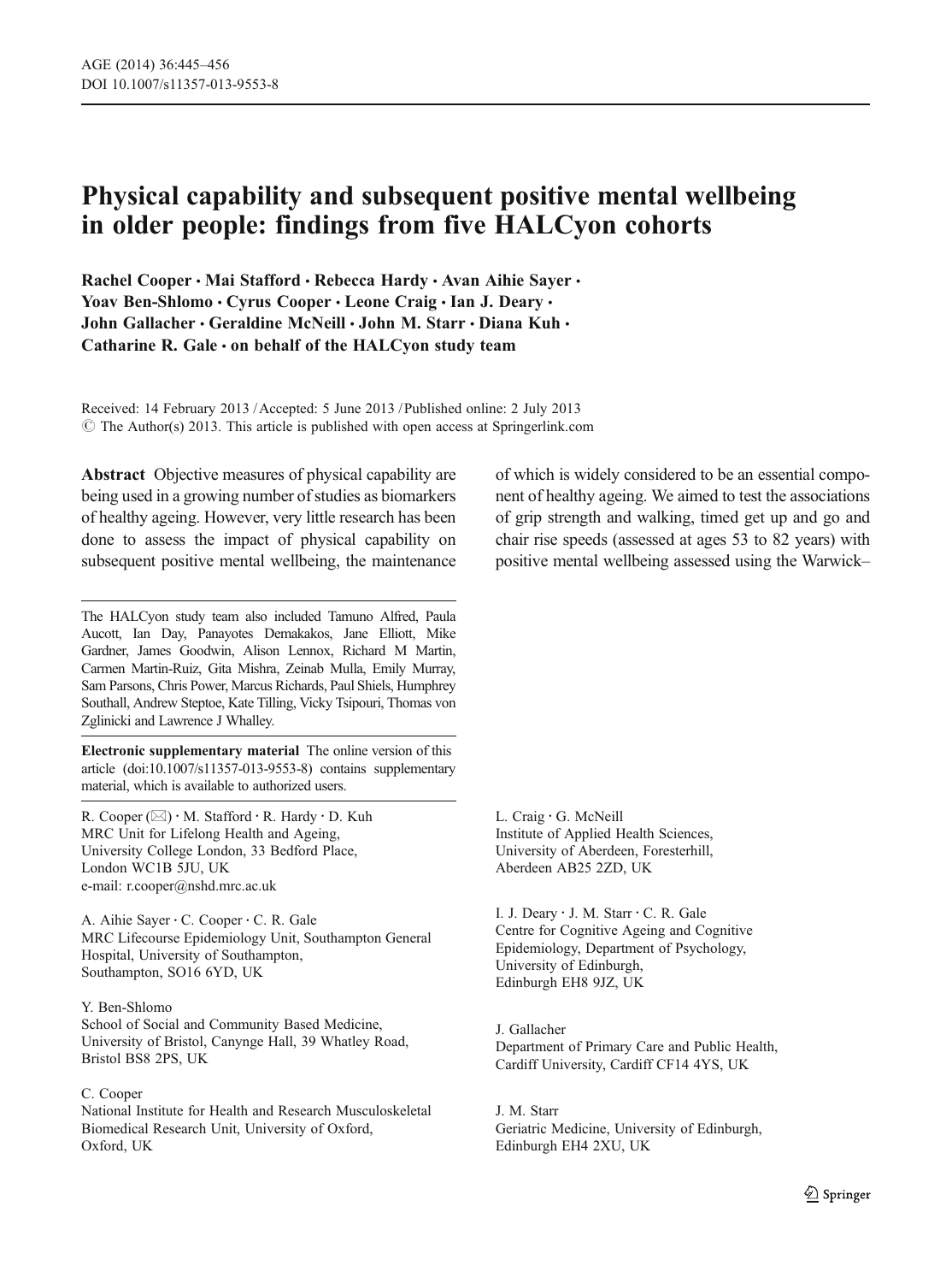# Physical capability and subsequent positive mental wellbeing in older people: findings from five HALCyon cohorts

**Rachel Cooper · Mai Stafford · Rebecca Hardy · Avan Aihie Sayer · Yoav Ben-Shlomo · Cyrus Cooper · Leone Craig · Ian J. Deary · John Gallacher · Geraldine McNeill · John M. Starr · Diana Kuh · Catharine R. Gale · on behalf of the HALCyon study team**

Received: 14 February 2013 / Accepted: 5 June 2013 / Published online: 2 July 2013
© The Author(s) 2013. This article is published with open access at Springerlink.com

**Abstract** Objective measures of physical capability are being used in a growing number of studies as biomarkers of healthy ageing. However, very little research has been done to assess the impact of physical capability on subsequent positive mental wellbeing, the maintenance of which is widely considered to be an essential component of healthy ageing. We aimed to test the associations of grip strength and walking, timed get up and go and chair rise speeds (assessed at ages 53 to 82 years) with positive mental wellbeing assessed using the Warwick–

The HALCyon study team also included Tamuno Alfred, Paula Aucott, Ian Day, Panayotes Demakakos, Jane Elliott, Mike Gardner, James Goodwin, Alison Lennox, Richard M Martin, Carmen Martin-Ruiz, Gita Mishra, Zeinab Mulla, Emily Murray, Sam Parsons, Chris Power, Marcus Richards, Paul Shiels, Humphrey Southall, Andrew Steptoe, Kate Tilling, Vicky Tsipouri, Thomas von Zglinicki and Lawrence J Whalley.

**Electronic supplementary material** The online version of this article (doi:10.1007/s11357-013-9553-8) contains supplementary material, which is available to authorized users.

R. Cooper (✉) · M. Stafford · R. Hardy · D. Kuh
MRC Unit for Lifelong Health and Ageing,
University College London, 33 Bedford Place,
London WC1B 5JU, UK
e-mail: r.cooper@nshd.mrc.ac.uk

A. Aihie Sayer · C. Cooper · C. R. Gale
MRC Lifecourse Epidemiology Unit, Southampton General Hospital, University of Southampton,
Southampton, SO16 6YD, UK

Y. Ben-Shlomo
School of Social and Community Based Medicine,
University of Bristol, Canynge Hall, 39 Whatley Road,
Bristol BS8 2PS, UK

C. Cooper
National Institute for Health and Research Musculoskeletal Biomedical Research Unit, University of Oxford,
Oxford, UK

L. Craig · G. McNeill
Institute of Applied Health Sciences,
University of Aberdeen, Foresterhill,
Aberdeen AB25 2ZD, UK

I. J. Deary · J. M. Starr · C. R. Gale
Centre for Cognitive Ageing and Cognitive Epidemiology, Department of Psychology,
University of Edinburgh,
Edinburgh EH8 9JZ, UK

J. Gallacher
Department of Primary Care and Public Health,
Cardiff University, Cardiff CF14 4YS, UK

J. M. Starr
Geriatric Medicine, University of Edinburgh,
Edinburgh EH4 2XU, UK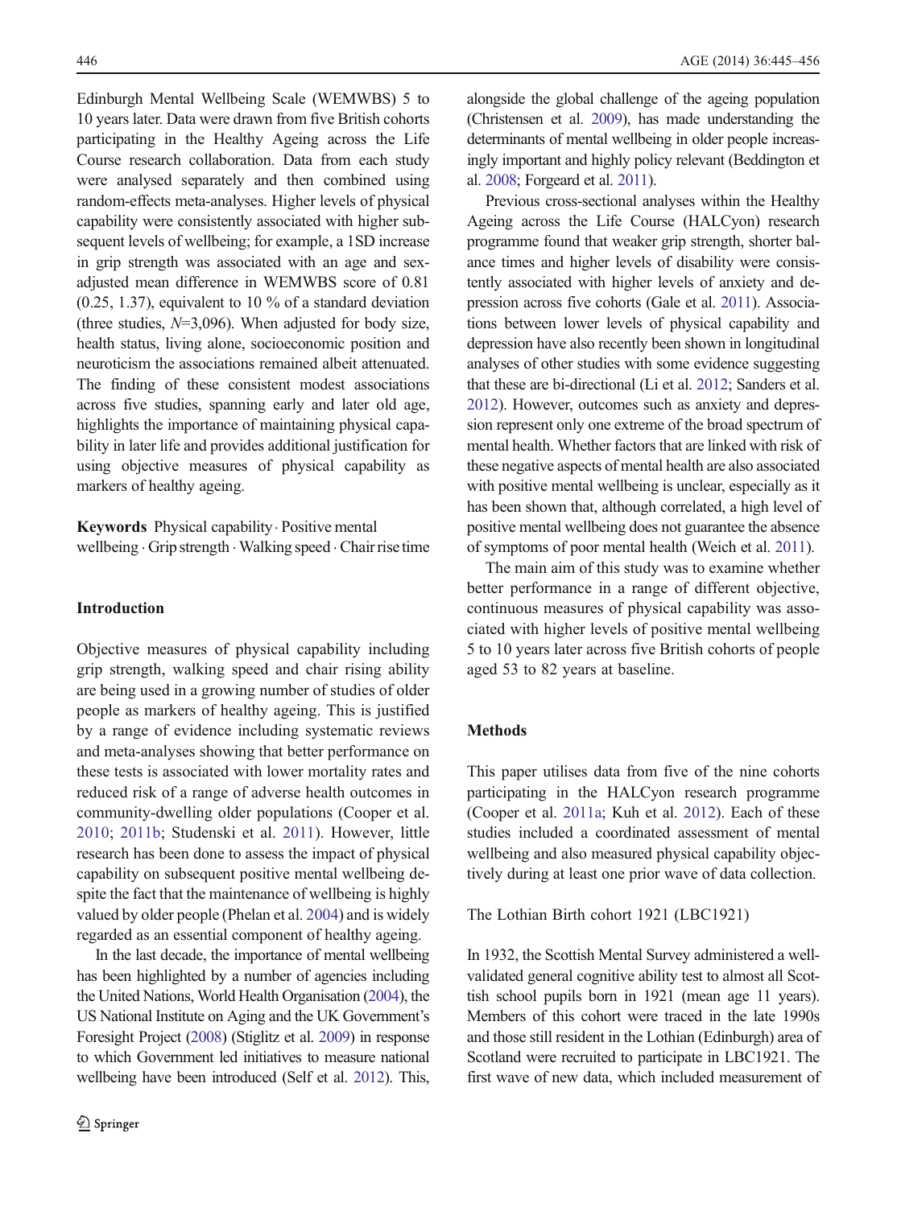Edinburgh Mental Wellbeing Scale (WEMWBS) 5 to 10 years later. Data were drawn from five British cohorts participating in the Healthy Ageing across the Life Course research collaboration. Data from each study were analysed separately and then combined using random-effects meta-analyses. Higher levels of physical capability were consistently associated with higher subsequent levels of wellbeing; for example, a 1SD increase in grip strength was associated with an age and sex-adjusted mean difference in WEMWBS score of 0.81 (0.25, 1.37), equivalent to 10 % of a standard deviation (three studies, $N$=3,096). When adjusted for body size, health status, living alone, socioeconomic position and neuroticism the associations remained albeit attenuated. The finding of these consistent modest associations across five studies, spanning early and later old age, highlights the importance of maintaining physical capability in later life and provides additional justification for using objective measures of physical capability as markers of healthy ageing.

**Keywords** Physical capability · Positive mental wellbeing · Grip strength · Walking speed · Chair rise time

## Introduction

Objective measures of physical capability including grip strength, walking speed and chair rising ability are being used in a growing number of studies of older people as markers of healthy ageing. This is justified by a range of evidence including systematic reviews and meta-analyses showing that better performance on these tests is associated with lower mortality rates and reduced risk of a range of adverse health outcomes in community-dwelling older populations (Cooper et al. 2010; 2011b; Studenski et al. 2011). However, little research has been done to assess the impact of physical capability on subsequent positive mental wellbeing despite the fact that the maintenance of wellbeing is highly valued by older people (Phelan et al. 2004) and is widely regarded as an essential component of healthy ageing.

In the last decade, the importance of mental wellbeing has been highlighted by a number of agencies including the United Nations, World Health Organisation (2004), the US National Institute on Aging and the UK Government's Foresight Project (2008) (Stiglitz et al. 2009) in response to which Government led initiatives to measure national wellbeing have been introduced (Self et al. 2012). This, alongside the global challenge of the ageing population (Christensen et al. 2009), has made understanding the determinants of mental wellbeing in older people increasingly important and highly policy relevant (Beddington et al. 2008; Forgeard et al. 2011).

Previous cross-sectional analyses within the Healthy Ageing across the Life Course (HALCyon) research programme found that weaker grip strength, shorter balance times and higher levels of disability were consistently associated with higher levels of anxiety and depression across five cohorts (Gale et al. 2011). Associations between lower levels of physical capability and depression have also recently been shown in longitudinal analyses of other studies with some evidence suggesting that these are bi-directional (Li et al. 2012; Sanders et al. 2012). However, outcomes such as anxiety and depression represent only one extreme of the broad spectrum of mental health. Whether factors that are linked with risk of these negative aspects of mental health are also associated with positive mental wellbeing is unclear, especially as it has been shown that, although correlated, a high level of positive mental wellbeing does not guarantee the absence of symptoms of poor mental health (Weich et al. 2011).

The main aim of this study was to examine whether better performance in a range of different objective, continuous measures of physical capability was associated with higher levels of positive mental wellbeing 5 to 10 years later across five British cohorts of people aged 53 to 82 years at baseline.

## Methods

This paper utilises data from five of the nine cohorts participating in the HALCyon research programme (Cooper et al. 2011a; Kuh et al. 2012). Each of these studies included a coordinated assessment of mental wellbeing and also measured physical capability objectively during at least one prior wave of data collection.

### The Lothian Birth cohort 1921 (LBC1921)

In 1932, the Scottish Mental Survey administered a well-validated general cognitive ability test to almost all Scottish school pupils born in 1921 (mean age 11 years). Members of this cohort were traced in the late 1990s and those still resident in the Lothian (Edinburgh) area of Scotland were recruited to participate in LBC1921. The first wave of new data, which included measurement of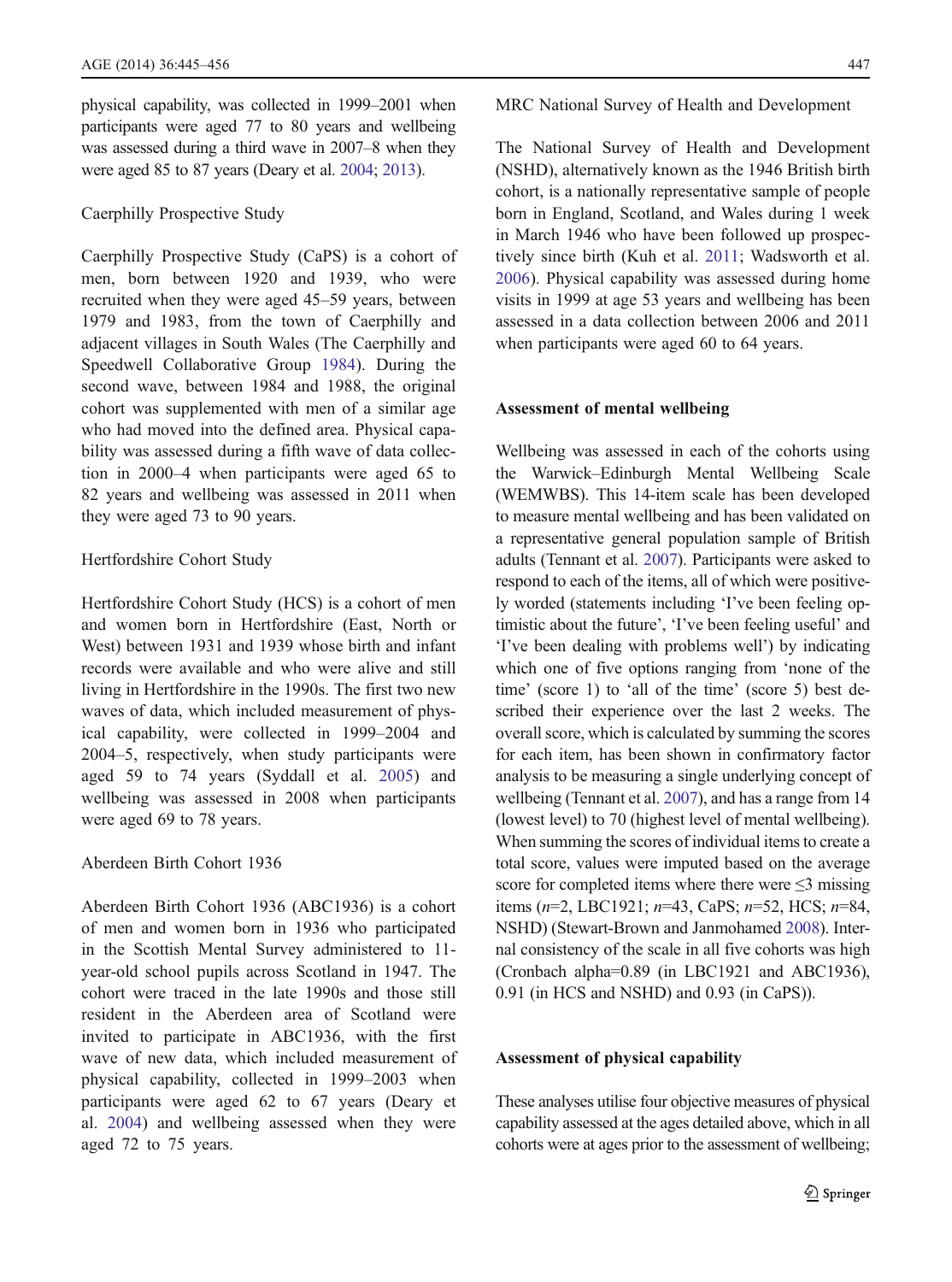physical capability, was collected in 1999–2001 when participants were aged 77 to 80 years and wellbeing was assessed during a third wave in 2007–8 when they were aged 85 to 87 years (Deary et al. 2004; 2013).

### Caerphilly Prospective Study

Caerphilly Prospective Study (CaPS) is a cohort of men, born between 1920 and 1939, who were recruited when they were aged 45–59 years, between 1979 and 1983, from the town of Caerphilly and adjacent villages in South Wales (The Caerphilly and Speedwell Collaborative Group 1984). During the second wave, between 1984 and 1988, the original cohort was supplemented with men of a similar age who had moved into the defined area. Physical capability was assessed during a fifth wave of data collection in 2000–4 when participants were aged 65 to 82 years and wellbeing was assessed in 2011 when they were aged 73 to 90 years.

### Hertfordshire Cohort Study

Hertfordshire Cohort Study (HCS) is a cohort of men and women born in Hertfordshire (East, North or West) between 1931 and 1939 whose birth and infant records were available and who were alive and still living in Hertfordshire in the 1990s. The first two new waves of data, which included measurement of physical capability, were collected in 1999–2004 and 2004–5, respectively, when study participants were aged 59 to 74 years (Syddall et al. 2005) and wellbeing was assessed in 2008 when participants were aged 69 to 78 years.

### Aberdeen Birth Cohort 1936

Aberdeen Birth Cohort 1936 (ABC1936) is a cohort of men and women born in 1936 who participated in the Scottish Mental Survey administered to 11-year-old school pupils across Scotland in 1947. The cohort were traced in the late 1990s and those still resident in the Aberdeen area of Scotland were invited to participate in ABC1936, with the first wave of new data, which included measurement of physical capability, collected in 1999–2003 when participants were aged 62 to 67 years (Deary et al. 2004) and wellbeing assessed when they were aged 72 to 75 years.

### MRC National Survey of Health and Development

The National Survey of Health and Development (NSHD), alternatively known as the 1946 British birth cohort, is a nationally representative sample of people born in England, Scotland, and Wales during 1 week in March 1946 who have been followed up prospectively since birth (Kuh et al. 2011; Wadsworth et al. 2006). Physical capability was assessed during home visits in 1999 at age 53 years and wellbeing has been assessed in a data collection between 2006 and 2011 when participants were aged 60 to 64 years.

## Assessment of mental wellbeing

Wellbeing was assessed in each of the cohorts using the Warwick–Edinburgh Mental Wellbeing Scale (WEMWBS). This 14-item scale has been developed to measure mental wellbeing and has been validated on a representative general population sample of British adults (Tennant et al. 2007). Participants were asked to respond to each of the items, all of which were positively worded (statements including 'I've been feeling optimistic about the future', 'I've been feeling useful' and 'I've been dealing with problems well') by indicating which one of five options ranging from 'none of the time' (score 1) to 'all of the time' (score 5) best described their experience over the last 2 weeks. The overall score, which is calculated by summing the scores for each item, has been shown in confirmatory factor analysis to be measuring a single underlying concept of wellbeing (Tennant et al. 2007), and has a range from 14 (lowest level) to 70 (highest level of mental wellbeing). When summing the scores of individual items to create a total score, values were imputed based on the average score for completed items where there were ≤3 missing items (*n*=2, LBC1921; *n*=43, CaPS; *n*=52, HCS; *n*=84, NSHD) (Stewart-Brown and Janmohamed 2008). Internal consistency of the scale in all five cohorts was high (Cronbach alpha=0.89 (in LBC1921 and ABC1936), 0.91 (in HCS and NSHD) and 0.93 (in CaPS)).

## Assessment of physical capability

These analyses utilise four objective measures of physical capability assessed at the ages detailed above, which in all cohorts were at ages prior to the assessment of wellbeing;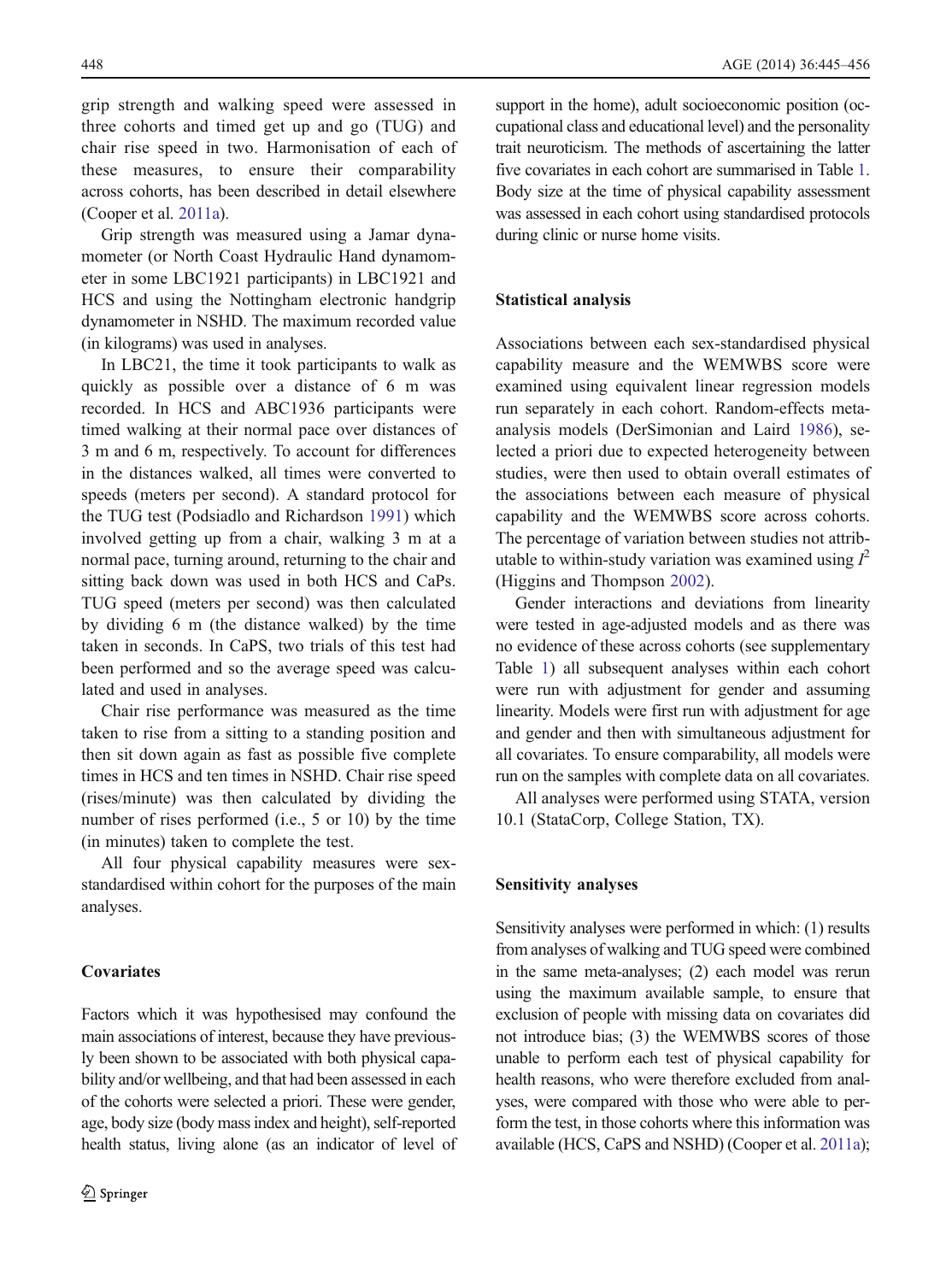grip strength and walking speed were assessed in three cohorts and timed get up and go (TUG) and chair rise speed in two. Harmonisation of each of these measures, to ensure their comparability across cohorts, has been described in detail elsewhere (Cooper et al. 2011a).

Grip strength was measured using a Jamar dynamometer (or North Coast Hydraulic Hand dynamometer in some LBC1921 participants) in LBC1921 and HCS and using the Nottingham electronic handgrip dynamometer in NSHD. The maximum recorded value (in kilograms) was used in analyses.

In LBC21, the time it took participants to walk as quickly as possible over a distance of 6 m was recorded. In HCS and ABC1936 participants were timed walking at their normal pace over distances of 3 m and 6 m, respectively. To account for differences in the distances walked, all times were converted to speeds (meters per second). A standard protocol for the TUG test (Podsiadlo and Richardson 1991) which involved getting up from a chair, walking 3 m at a normal pace, turning around, returning to the chair and sitting back down was used in both HCS and CaPs. TUG speed (meters per second) was then calculated by dividing 6 m (the distance walked) by the time taken in seconds. In CaPS, two trials of this test had been performed and so the average speed was calculated and used in analyses.

Chair rise performance was measured as the time taken to rise from a sitting to a standing position and then sit down again as fast as possible five complete times in HCS and ten times in NSHD. Chair rise speed (rises/minute) was then calculated by dividing the number of rises performed (i.e., 5 or 10) by the time (in minutes) taken to complete the test.

All four physical capability measures were sex-standardised within cohort for the purposes of the main analyses.

### Covariates

Factors which it was hypothesised may confound the main associations of interest, because they have previously been shown to be associated with both physical capability and/or wellbeing, and that had been assessed in each of the cohorts were selected a priori. These were gender, age, body size (body mass index and height), self-reported health status, living alone (as an indicator of level of support in the home), adult socioeconomic position (occupational class and educational level) and the personality trait neuroticism. The methods of ascertaining the latter five covariates in each cohort are summarised in Table 1. Body size at the time of physical capability assessment was assessed in each cohort using standardised protocols during clinic or nurse home visits.

### Statistical analysis

Associations between each sex-standardised physical capability measure and the WEMWBS score were examined using equivalent linear regression models run separately in each cohort. Random-effects meta-analysis models (DerSimonian and Laird 1986), selected a priori due to expected heterogeneity between studies, were then used to obtain overall estimates of the associations between each measure of physical capability and the WEMWBS score across cohorts. The percentage of variation between studies not attributable to within-study variation was examined using $I^2$ (Higgins and Thompson 2002).

Gender interactions and deviations from linearity were tested in age-adjusted models and as there was no evidence of these across cohorts (see supplementary Table 1) all subsequent analyses within each cohort were run with adjustment for gender and assuming linearity. Models were first run with adjustment for age and gender and then with simultaneous adjustment for all covariates. To ensure comparability, all models were run on the samples with complete data on all covariates.

All analyses were performed using STATA, version 10.1 (StataCorp, College Station, TX).

### Sensitivity analyses

Sensitivity analyses were performed in which: (1) results from analyses of walking and TUG speed were combined in the same meta-analyses; (2) each model was rerun using the maximum available sample, to ensure that exclusion of people with missing data on covariates did not introduce bias; (3) the WEMWBS scores of those unable to perform each test of physical capability for health reasons, who were therefore excluded from analyses, were compared with those who were able to perform the test, in those cohorts where this information was available (HCS, CaPS and NSHD) (Cooper et al. 2011a);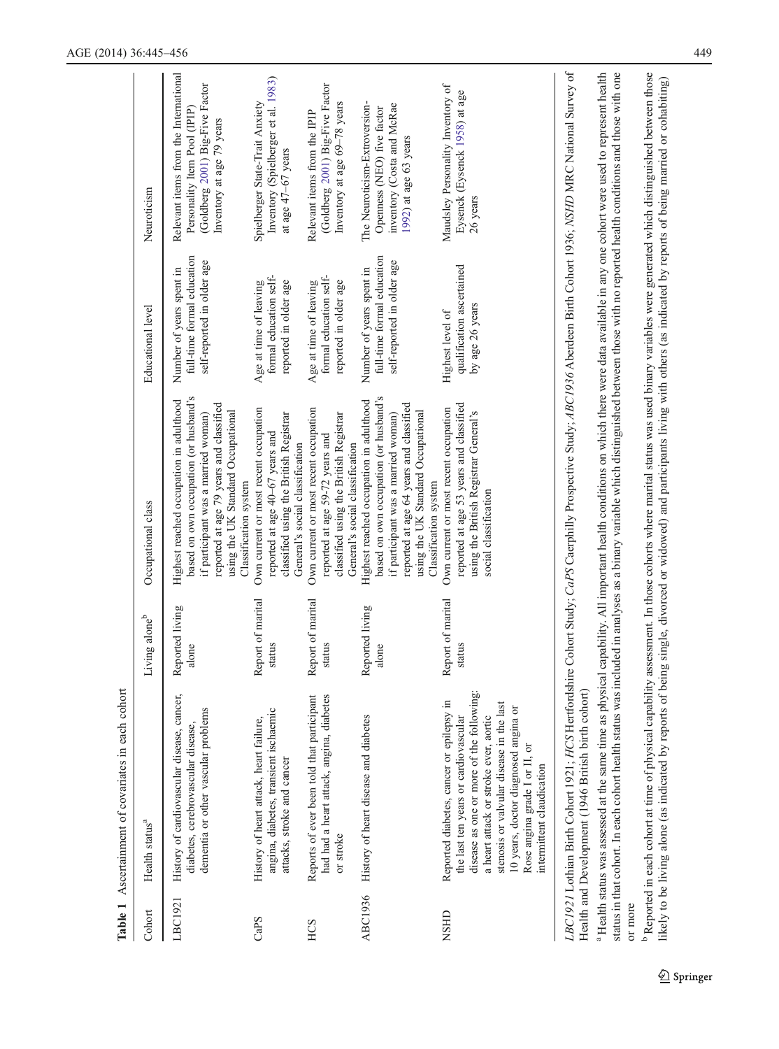**Table 1** Ascertainment of covariates in each cohort

| Cohort | Health status[a] | Living alone[b] | Occupational class | Educational level | Neuroticism |
|---|---|---|---|---|---|
| LBC1921 | History of cardiovascular disease, cancer, diabetes, cerebrovascular disease, dementia or other vascular problems | Reported living alone | Highest reached occupation in adulthood based on own occupation (or husband's if participant was a married woman) reported at age 79 years and classified using the UK Standard Occupational Classification system | Number of years spent in full-time formal education self-reported in older age | Relevant items from the International Personality Item Pool (IPIP) (Goldberg 2001) Big-Five Factor Inventory at age 79 years |
| CaPS | History of heart attack, heart failure, angina, diabetes, transient ischaemic attacks, stroke and cancer | Report of marital status | Own current or most recent occupation reported at age 40–67 years and classified using the British Registrar General's social classification | Age at time of leaving formal education self-reported in older age | Spielberger State-Trait Anxiety Inventory (Spielberger et al. 1983) at age 47–67 years |
| HCS | Reports of ever been told that participant had had a heart attack, angina, diabetes or stroke | Report of marital status | Own current or most recent occupation reported at age 59-72 years and classified using the British Registrar General's social classification | Age at time of leaving formal education self-reported in older age | Relevant items from the IPIP (Goldberg 2001) Big-Five Factor Inventory at age 69–78 years |
| ABC1936 | History of heart disease and diabetes | Reported living alone | Highest reached occupation in adulthood based on own occupation (or husband's if participant was a married woman) reported at age 64 years and classified using the UK Standard Occupational Classification system | Number of years spent in full-time formal education self-reported in older age | The Neuroticism-Extroversion-Openness (NEO) five factor inventory (Costa and McRae 1992) at age 63 years |
| NSHD | Reported diabetes, cancer or epilepsy in the last ten years or cardiovascular disease as one or more of the following: a heart attack or stroke ever, aortic stenosis or valvular disease in the last 10 years, doctor diagnosed angina or Rose angina grade I or II, or intermittent claudication | Report of marital status | Own current or most recent occupation reported at age 53 years and classified using the British Registrar General's social classification | Highest level of qualification ascertained by age 26 years | Maudsley Personality Inventory of Eysenck (Eysenck 1958) at age 26 years |

*LBC1921* Lothian Birth Cohort 1921; *HCS* Hertfordshire Cohort Study; *CaPS* Caerphilly Prospective Study; *ABC1936* Aberdeen Birth Cohort 1936; *NSHD* MRC National Survey of Health and Development (1946 British birth cohort)

[a] Health status was assessed at the same time as physical capability. All important health conditions on which there were data available in any one cohort were used to represent health status in that cohort. In each cohort health status was included in analyses as a binary variable which distinguished between those with no reported health conditions and those with one or more

[b] Reported in each cohort at time of physical capability assessment. In those cohorts where marital status was used binary variables were generated which distinguished between those likely to be living alone (as indicated by reports of being single, divorced or widowed) and participants living with others (as indicated by reports of being married or cohabiting)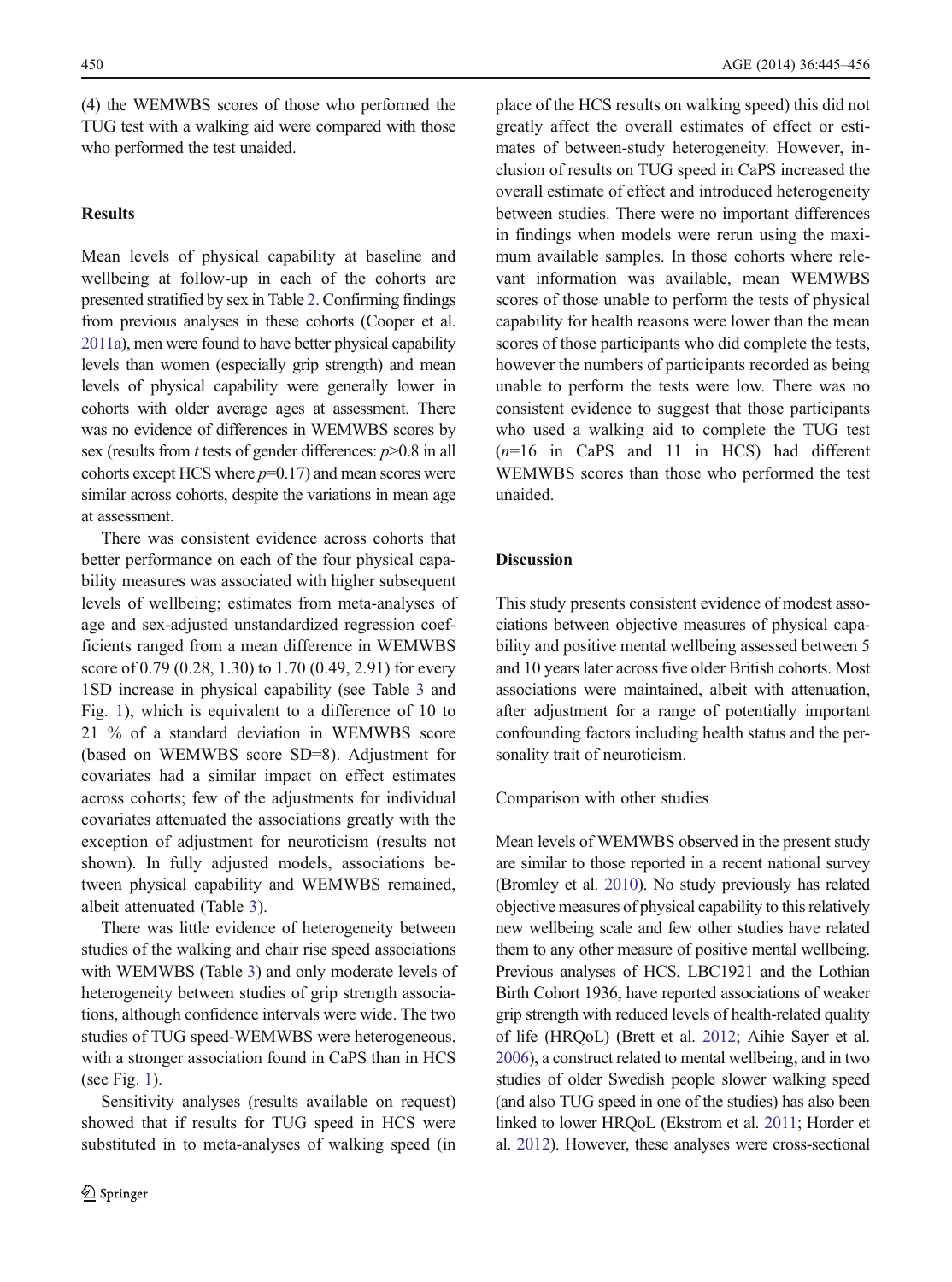(4) the WEMWBS scores of those who performed the TUG test with a walking aid were compared with those who performed the test unaided.

## Results

Mean levels of physical capability at baseline and wellbeing at follow-up in each of the cohorts are presented stratified by sex in Table 2. Confirming findings from previous analyses in these cohorts (Cooper et al. 2011a), men were found to have better physical capability levels than women (especially grip strength) and mean levels of physical capability were generally lower in cohorts with older average ages at assessment. There was no evidence of differences in WEMWBS scores by sex (results from t tests of gender differences: $p>0.8$ in all cohorts except HCS where $p=0.17$) and mean scores were similar across cohorts, despite the variations in mean age at assessment.

There was consistent evidence across cohorts that better performance on each of the four physical capability measures was associated with higher subsequent levels of wellbeing; estimates from meta-analyses of age and sex-adjusted unstandardized regression coefficients ranged from a mean difference in WEMWBS score of 0.79 (0.28, 1.30) to 1.70 (0.49, 2.91) for every 1SD increase in physical capability (see Table 3 and Fig. 1), which is equivalent to a difference of 10 to 21 % of a standard deviation in WEMWBS score (based on WEMWBS score SD=8). Adjustment for covariates had a similar impact on effect estimates across cohorts; few of the adjustments for individual covariates attenuated the associations greatly with the exception of adjustment for neuroticism (results not shown). In fully adjusted models, associations between physical capability and WEMWBS remained, albeit attenuated (Table 3).

There was little evidence of heterogeneity between studies of the walking and chair rise speed associations with WEMWBS (Table 3) and only moderate levels of heterogeneity between studies of grip strength associations, although confidence intervals were wide. The two studies of TUG speed-WEMWBS were heterogeneous, with a stronger association found in CaPS than in HCS (see Fig. 1).

Sensitivity analyses (results available on request) showed that if results for TUG speed in HCS were substituted in to meta-analyses of walking speed (in place of the HCS results on walking speed) this did not greatly affect the overall estimates of effect or estimates of between-study heterogeneity. However, inclusion of results on TUG speed in CaPS increased the overall estimate of effect and introduced heterogeneity between studies. There were no important differences in findings when models were rerun using the maximum available samples. In those cohorts where relevant information was available, mean WEMWBS scores of those unable to perform the tests of physical capability for health reasons were lower than the mean scores of those participants who did complete the tests, however the numbers of participants recorded as being unable to perform the tests were low. There was no consistent evidence to suggest that those participants who used a walking aid to complete the TUG test ($n=16$ in CaPS and 11 in HCS) had different WEMWBS scores than those who performed the test unaided.

## Discussion

This study presents consistent evidence of modest associations between objective measures of physical capability and positive mental wellbeing assessed between 5 and 10 years later across five older British cohorts. Most associations were maintained, albeit with attenuation, after adjustment for a range of potentially important confounding factors including health status and the personality trait of neuroticism.

### Comparison with other studies

Mean levels of WEMWBS observed in the present study are similar to those reported in a recent national survey (Bromley et al. 2010). No study previously has related objective measures of physical capability to this relatively new wellbeing scale and few other studies have related them to any other measure of positive mental wellbeing. Previous analyses of HCS, LBC1921 and the Lothian Birth Cohort 1936, have reported associations of weaker grip strength with reduced levels of health-related quality of life (HRQoL) (Brett et al. 2012; Aihie Sayer et al. 2006), a construct related to mental wellbeing, and in two studies of older Swedish people slower walking speed (and also TUG speed in one of the studies) has also been linked to lower HRQoL (Ekstrom et al. 2011; Horder et al. 2012). However, these analyses were cross-sectional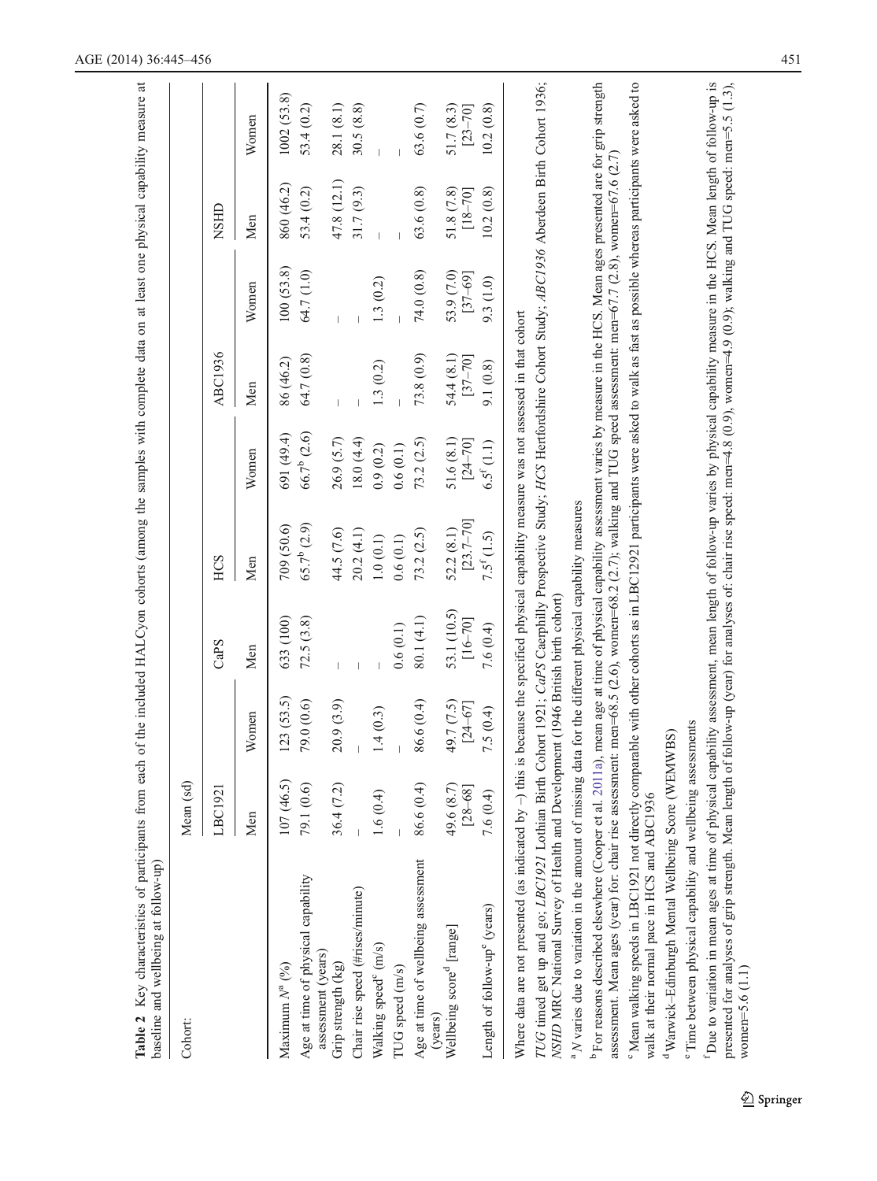**Table 2** Key characteristics of participants from each of the included HALCyon cohorts (among the samples with complete data on at least one physical capability measure at baseline and wellbeing at follow-up)

| Cohort: | Mean (sd) | | | | | | | | |
|---|---|---|---|---|---|---|---|---|---|
| | LBC1921 | | CaPS | HCS | | ABC1936 | | NSHD | |
| | Men | Women | Men | Men | Women | Men | Women | Men | Women |
| Maximum N[a] (%) | 107 (46.5) | 123 (53.5) | 633 (100) | 709 (50.6) | 691 (49.4) | 86 (46.2) | 100 (53.8) | 860 (46.2) | 1002 (53.8) |
| Age at time of physical capability assessment (years) | 79.1 (0.6) | 79.0 (0.6) | 72.5 (3.8) | 65.7[b] (2.9) | 66.7[b] (2.6) | 64.7 (0.8) | 64.7 (1.0) | 53.4 (0.2) | 53.4 (0.2) |
| Grip strength (kg) | 36.4 (7.2) | 20.9 (3.9) | – | 44.5 (7.6) | 26.9 (5.7) | – | – | 47.8 (12.1) | 28.1 (8.1) |
| Chair rise speed (#rises/minute) | – | – | – | 20.2 (4.1) | 18.0 (4.4) | – | – | 31.7 (9.3) | 30.5 (8.8) |
| Walking speed[c] (m/s) | 1.6 (0.4) | 1.4 (0.3) | – | 1.0 (0.1) | 0.9 (0.2) | 1.3 (0.2) | 1.3 (0.2) | – | – |
| TUG speed (m/s) | – | – | 0.6 (0.1) | 0.6 (0.1) | 0.6 (0.1) | – | – | – | – |
| Age at time of wellbeing assessment (years) | 86.6 (0.4) | 86.6 (0.4) | 80.1 (4.1) | 73.2 (2.5) | 73.2 (2.5) | 73.8 (0.9) | 74.0 (0.8) | 63.6 (0.8) | 63.6 (0.7) |
| Wellbeing score[d] [range] | 49.6 (8.7) [28–68] | 49.7 (7.5) [24–67] | 53.1 (10.5) [16–70] | 52.2 (8.1) [23.7–70] | 51.6 (8.1) [24–70] | 54.4 (8.1) [37–70] | 53.9 (7.0) [37–69] | 51.8 (7.8) [18–70] | 51.7 (8.3) [23–70] |
| Length of follow-up[e] (years) | 7.6 (0.4) | 7.5 (0.4) | 7.6 (0.4) | 7.5[f] (1.5) | 6.5[f] (1.1) | 9.1 (0.8) | 9.3 (1.0) | 10.2 (0.8) | 10.2 (0.8) |

Where data are not presented (as indicated by –) this is because the specified physical capability measure was not assessed in that cohort

*TUG* timed get up and go; *LBC1921* Lothian Birth Cohort 1921; *CaPS* Caerphilly Prospective Study; *HCS* Hertfordshire Cohort Study; *ABC1936* Aberdeen Birth Cohort 1936; *NSHD* MRC National Survey of Health and Development (1946 British birth cohort)

[a] N varies due to variation in the amount of missing data for the different physical capability measures

[b] For reasons described elsewhere (Cooper et al. 2011a), mean age at time of physical capability assessment varies by measure in the HCS. Mean ages presented are for grip strength assessment. Mean ages (year) for: chair rise assessment: men=68.5 (2.6), women=68.2 (2.7); walking and TUG speed assessment: men=67.7 (2.8), women=67.6 (2.7)

[c] Mean walking speeds in LBC1921 not directly comparable with other cohorts as in LBC1921 participants were asked to walk as fast as possible whereas participants were asked to walk at their normal pace in HCS and ABC1936

[d] Warwick-Edinburgh Mental Wellbeing Score (WEMWBS)

[e] Time between physical capability and wellbeing assessments

[f] Due to variation in mean ages at time of physical capability assessment, mean length of follow-up varies by physical capability measure in the HCS. Mean length of follow-up is presented for analyses of grip strength. Mean length of follow-up (year) for analyses of: chair rise speed: men=4.8 (0.9), women=4.9 (0.9); walking and TUG speed: men=5.5 (1.3), women=5.6 (1.1)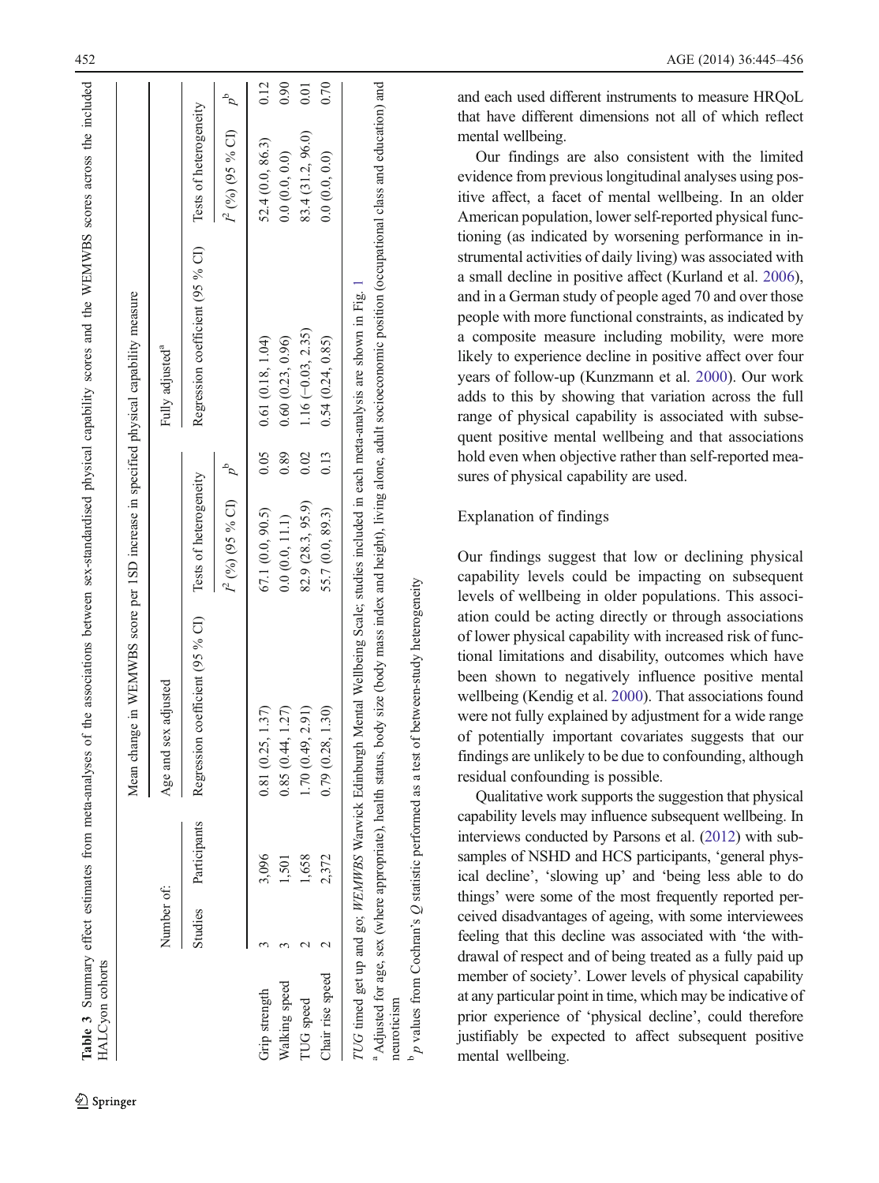**Table 3** Summary effect estimates from meta-analyses of the associations between sex-standardised physical capability scores and the WEMWBS scores across the included HALCyon cohorts

| | Number of: | | Mean change in WEMWBS score per 1SD increase in specified physical capability measure | | | | | |
|---|---|---|---|---|---|---|---|---|
| | | | Age and sex adjusted | | | Fully adjusted[a] | | |
| | Studies | Participants | Regression coefficient (95 % CI) | Tests of heterogeneity | | Regression coefficient (95 % CI) | Tests of heterogeneity | |
| | | | | $I^2$ (%) (95 % CI) | $p$[b] | | $I^2$ (%) (95 % CI) | $p$[b] |
| Grip strength | 3 | 3,096 | 0.81 (0.25, 1.37) | 67.1 (0.0, 90.5) | 0.05 | 0.61 (0.18, 1.04) | 52.4 (0.0, 86.3) | 0.12 |
| Walking speed | 3 | 1,501 | 0.85 (0.44, 1.27) | 0.0 (0.0, 11.1) | 0.89 | 0.60 (0.23, 0.96) | 0.0 (0.0, 0.0) | 0.90 |
| TUG speed | 2 | 1,658 | 1.70 (0.49, 2.91) | 82.9 (28.3, 95.9) | 0.02 | 1.16 (−0.03, 2.35) | 83.4 (31.2, 96.0) | 0.01 |
| Chair rise speed | 2 | 2,372 | 0.79 (0.28, 1.30) | 55.7 (0.0, 89.3) | 0.13 | 0.54 (0.24, 0.85) | 0.0 (0.0, 0.0) | 0.70 |

*TUG* timed get up and go; *WEMWBS* Warwick Edinburgh Mental Wellbeing Scale; studies included in each meta-analysis are shown in Fig. 1

[a] Adjusted for age, sex (where appropriate), health status, body size (body mass index and height), living alone, adult socioeconomic position (occupational class and education) and neuroticism

[b] *p* values from Cochran's *Q* statistic performed as a test of between-study heterogeneity

and each used different instruments to measure HRQoL that have different dimensions not all of which reflect mental wellbeing.

Our findings are also consistent with the limited evidence from previous longitudinal analyses using positive affect, a facet of mental wellbeing. In an older American population, lower self-reported physical functioning (as indicated by worsening performance in instrumental activities of daily living) was associated with a small decline in positive affect (Kurland et al. 2006), and in a German study of people aged 70 and over those people with more functional constraints, as indicated by a composite measure including mobility, were more likely to experience decline in positive affect over four years of follow-up (Kunzmann et al. 2000). Our work adds to this by showing that variation across the full range of physical capability is associated with subsequent positive mental wellbeing and that associations hold even when objective rather than self-reported measures of physical capability are used.

## Explanation of findings

Our findings suggest that low or declining physical capability levels could be impacting on subsequent levels of wellbeing in older populations. This association could be acting directly or through associations of lower physical capability with increased risk of functional limitations and disability, outcomes which have been shown to negatively influence positive mental wellbeing (Kendig et al. 2000). That associations found were not fully explained by adjustment for a wide range of potentially important covariates suggests that our findings are unlikely to be due to confounding, although residual confounding is possible.

Qualitative work supports the suggestion that physical capability levels may influence subsequent wellbeing. In interviews conducted by Parsons et al. (2012) with subsamples of NSHD and HCS participants, 'general physical decline', 'slowing up' and 'being less able to do things' were some of the most frequently reported perceived disadvantages of ageing, with some interviewees feeling that this decline was associated with 'the withdrawal of respect and of being treated as a fully paid up member of society'. Lower levels of physical capability at any particular point in time, which may be indicative of prior experience of 'physical decline', could therefore justifiably be expected to affect subsequent positive mental wellbeing.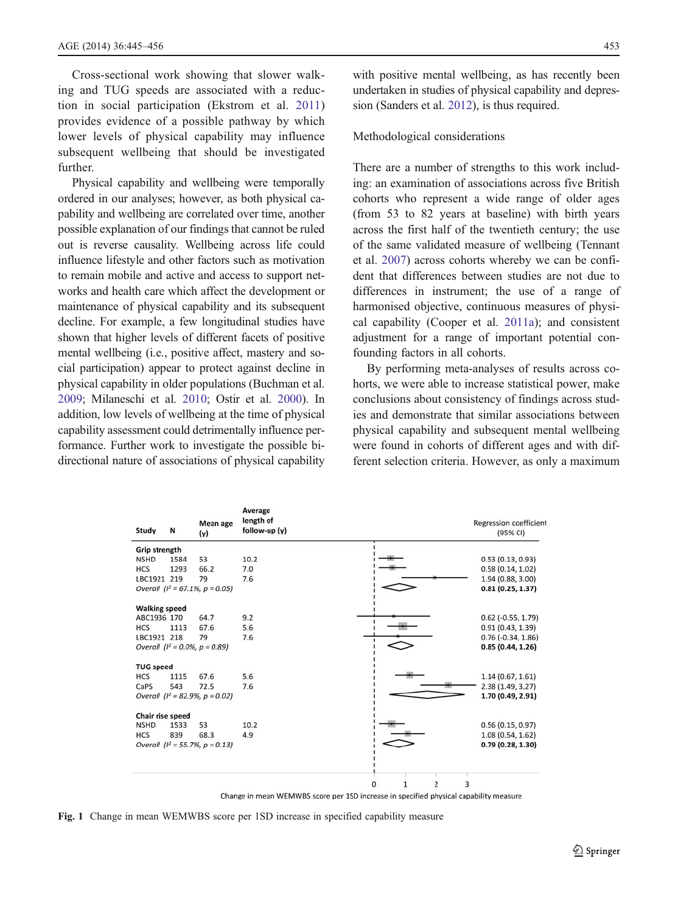Cross-sectional work showing that slower walking and TUG speeds are associated with a reduction in social participation (Ekstrom et al. 2011) provides evidence of a possible pathway by which lower levels of physical capability may influence subsequent wellbeing that should be investigated further.

Physical capability and wellbeing were temporally ordered in our analyses; however, as both physical capability and wellbeing are correlated over time, another possible explanation of our findings that cannot be ruled out is reverse causality. Wellbeing across life could influence lifestyle and other factors such as motivation to remain mobile and active and access to support networks and health care which affect the development or maintenance of physical capability and its subsequent decline. For example, a few longitudinal studies have shown that higher levels of different facets of positive mental wellbeing (i.e., positive affect, mastery and social participation) appear to protect against decline in physical capability in older populations (Buchman et al. 2009; Milaneschi et al. 2010; Ostir et al. 2000). In addition, low levels of wellbeing at the time of physical capability assessment could detrimentally influence performance. Further work to investigate the possible bi-directional nature of associations of physical capability with positive mental wellbeing, as has recently been undertaken in studies of physical capability and depression (Sanders et al. 2012), is thus required.

## Methodological considerations

There are a number of strengths to this work including: an examination of associations across five British cohorts who represent a wide range of older ages (from 53 to 82 years at baseline) with birth years across the first half of the twentieth century; the use of the same validated measure of wellbeing (Tennant et al. 2007) across cohorts whereby we can be confident that differences between studies are not due to differences in instrument; the use of a range of harmonised objective, continuous measures of physical capability (Cooper et al. 2011a); and consistent adjustment for a range of important potential confounding factors in all cohorts.

By performing meta-analyses of results across cohorts, we were able to increase statistical power, make conclusions about consistency of findings across studies and demonstrate that similar associations between physical capability and subsequent mental wellbeing were found in cohorts of different ages and with different selection criteria. However, as only a maximum

| Study | N | Mean age (y) | Average length of follow-up (y) | Regression coefficient (95% CI) |
|---|---|---|---|---|
| **Grip strength** | | | | |
| NSHD | 1584 | 53 | 10.2 | 0.53 (0.13, 0.93) |
| HCS | 1293 | 66.2 | 7.0 | 0.58 (0.14, 1.02) |
| LBC1921 | 219 | 79 | 7.6 | 1.94 (0.88, 3.00) |
| *Overall ($I^2$ = 67.1%, p = 0.05)* | | | | **0.81 (0.25, 1.37)** |
| **Walking speed** | | | | |
| ABC1936 | 170 | 64.7 | 9.2 | 0.62 (-0.55, 1.79) |
| HCS | 1113 | 67.6 | 5.6 | 0.91 (0.43, 1.39) |
| LBC1921 | 218 | 79 | 7.6 | 0.76 (-0.34, 1.86) |
| *Overall ($I^2$ = 0.0%, p = 0.89)* | | | | **0.85 (0.44, 1.26)** |
| **TUG speed** | | | | |
| HCS | 1115 | 67.6 | 5.6 | 1.14 (0.67, 1.61) |
| CaPS | 543 | 72.5 | 7.6 | 2.38 (1.49, 3.27) |
| *Overall ($I^2$ = 82.9%, p = 0.02)* | | | | **1.70 (0.49, 2.91)** |
| **Chair rise speed** | | | | |
| NSHD | 1533 | 53 | 10.2 | 0.56 (0.15, 0.97) |
| HCS | 839 | 68.3 | 4.9 | 1.08 (0.54, 1.62) |
| *Overall ($I^2$ = 55.7%, p = 0.13)* | | | | **0.79 (0.28, 1.30)** |

Change in mean WEMWBS score per 1SD increase in specified physical capability measure

**Fig. 1** Change in mean WEMWBS score per 1SD increase in specified capability measure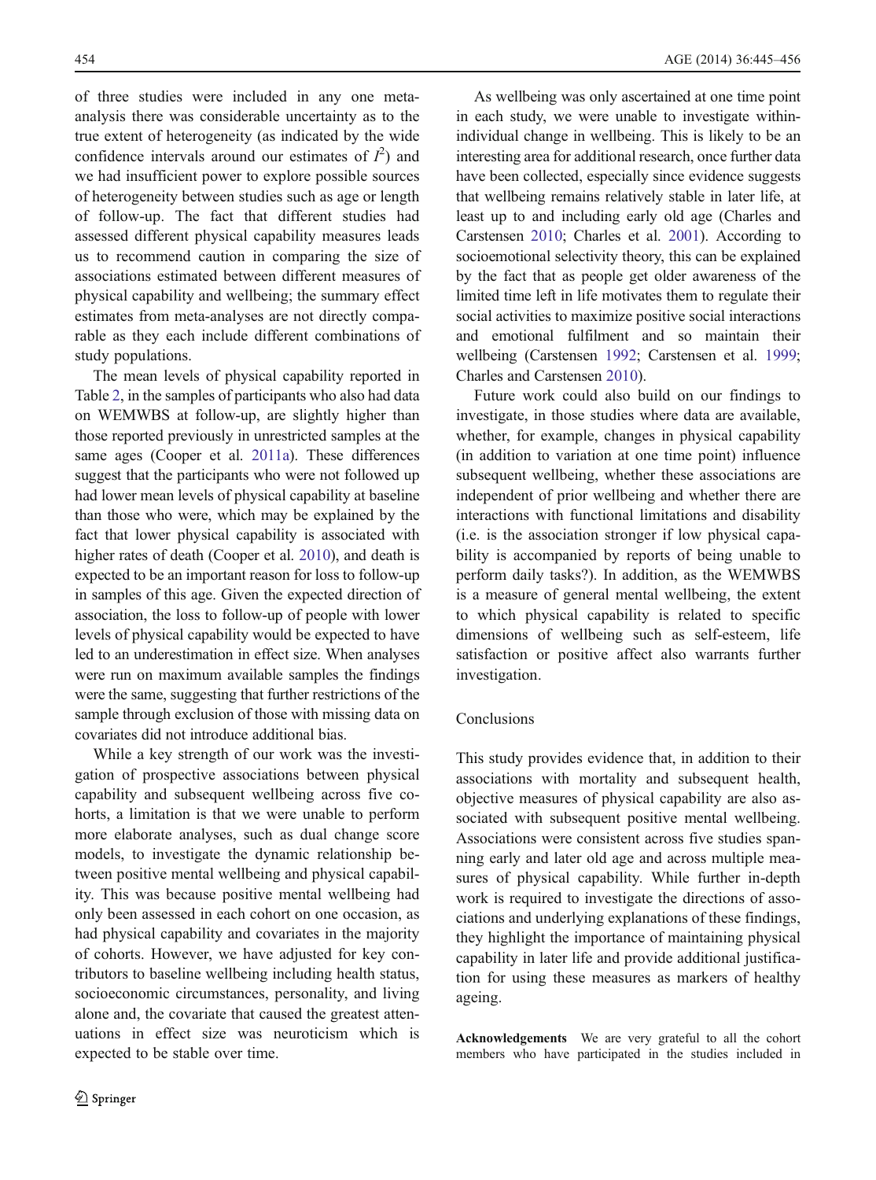of three studies were included in any one meta-analysis there was considerable uncertainty as to the true extent of heterogeneity (as indicated by the wide confidence intervals around our estimates of $I^2$) and we had insufficient power to explore possible sources of heterogeneity between studies such as age or length of follow-up. The fact that different studies had assessed different physical capability measures leads us to recommend caution in comparing the size of associations estimated between different measures of physical capability and wellbeing; the summary effect estimates from meta-analyses are not directly comparable as they each include different combinations of study populations.

The mean levels of physical capability reported in Table 2, in the samples of participants who also had data on WEMWBS at follow-up, are slightly higher than those reported previously in unrestricted samples at the same ages (Cooper et al. 2011a). These differences suggest that the participants who were not followed up had lower mean levels of physical capability at baseline than those who were, which may be explained by the fact that lower physical capability is associated with higher rates of death (Cooper et al. 2010), and death is expected to be an important reason for loss to follow-up in samples of this age. Given the expected direction of association, the loss to follow-up of people with lower levels of physical capability would be expected to have led to an underestimation in effect size. When analyses were run on maximum available samples the findings were the same, suggesting that further restrictions of the sample through exclusion of those with missing data on covariates did not introduce additional bias.

While a key strength of our work was the investigation of prospective associations between physical capability and subsequent wellbeing across five cohorts, a limitation is that we were unable to perform more elaborate analyses, such as dual change score models, to investigate the dynamic relationship between positive mental wellbeing and physical capability. This was because positive mental wellbeing had only been assessed in each cohort on one occasion, as had physical capability and covariates in the majority of cohorts. However, we have adjusted for key contributors to baseline wellbeing including health status, socioeconomic circumstances, personality, and living alone and, the covariate that caused the greatest attenuations in effect size was neuroticism which is expected to be stable over time.

As wellbeing was only ascertained at one time point in each study, we were unable to investigate within-individual change in wellbeing. This is likely to be an interesting area for additional research, once further data have been collected, especially since evidence suggests that wellbeing remains relatively stable in later life, at least up to and including early old age (Charles and Carstensen 2010; Charles et al. 2001). According to socioemotional selectivity theory, this can be explained by the fact that as people get older awareness of the limited time left in life motivates them to regulate their social activities to maximize positive social interactions and emotional fulfilment and so maintain their wellbeing (Carstensen 1992; Carstensen et al. 1999; Charles and Carstensen 2010).

Future work could also build on our findings to investigate, in those studies where data are available, whether, for example, changes in physical capability (in addition to variation at one time point) influence subsequent wellbeing, whether these associations are independent of prior wellbeing and whether there are interactions with functional limitations and disability (i.e. is the association stronger if low physical capability is accompanied by reports of being unable to perform daily tasks?). In addition, as the WEMWBS is a measure of general mental wellbeing, the extent to which physical capability is related to specific dimensions of wellbeing such as self-esteem, life satisfaction or positive affect also warrants further investigation.

## Conclusions

This study provides evidence that, in addition to their associations with mortality and subsequent health, objective measures of physical capability are also associated with subsequent positive mental wellbeing. Associations were consistent across five studies spanning early and later old age and across multiple measures of physical capability. While further in-depth work is required to investigate the directions of associations and underlying explanations of these findings, they highlight the importance of maintaining physical capability in later life and provide additional justification for using these measures as markers of healthy ageing.

**Acknowledgements** We are very grateful to all the cohort members who have participated in the studies included in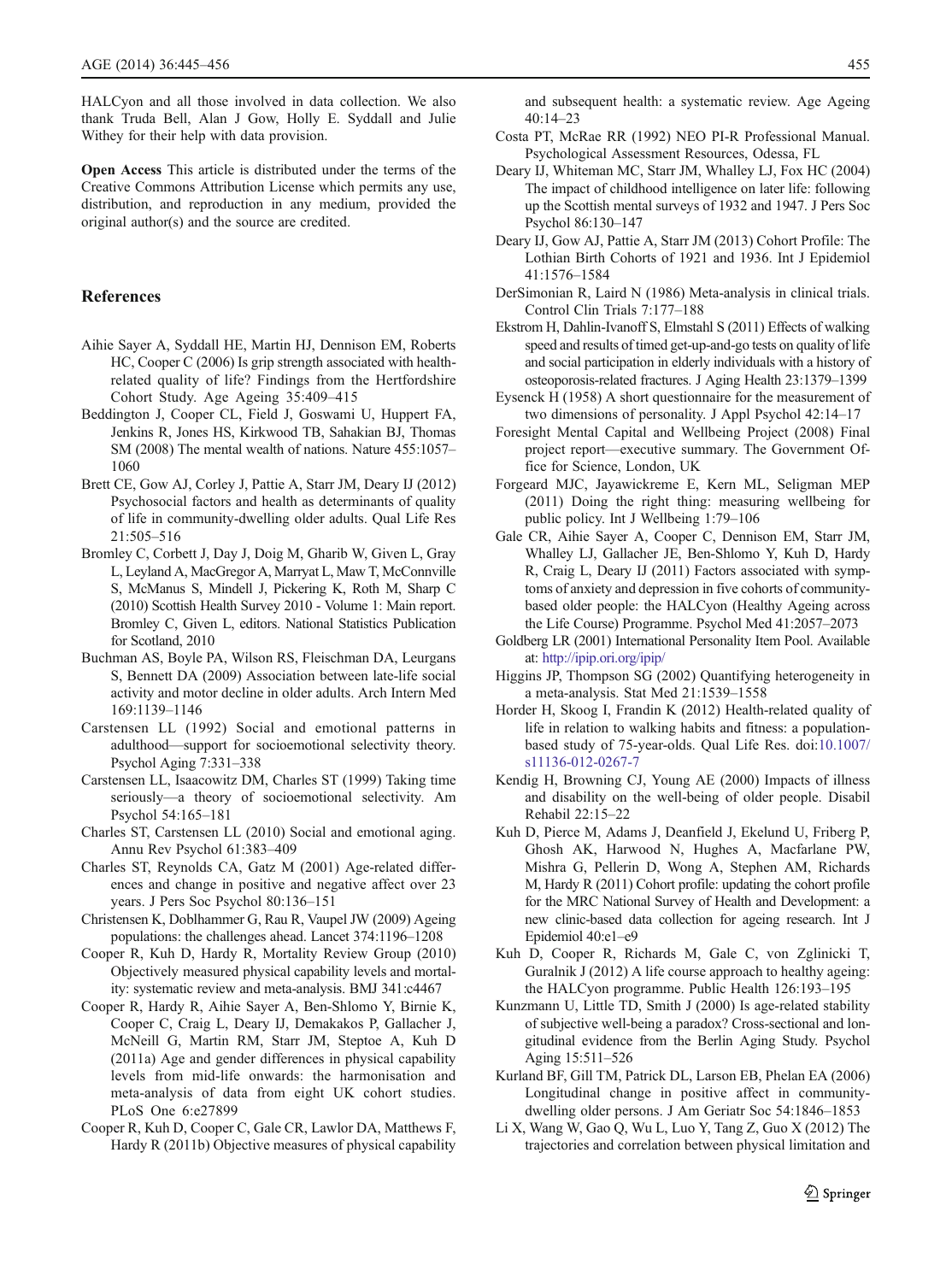HALCyon and all those involved in data collection. We also thank Truda Bell, Alan J Gow, Holly E. Syddall and Julie Withey for their help with data provision.

**Open Access** This article is distributed under the terms of the Creative Commons Attribution License which permits any use, distribution, and reproduction in any medium, provided the original author(s) and the source are credited.

## References

Aihie Sayer A, Syddall HE, Martin HJ, Dennison EM, Roberts HC, Cooper C (2006) Is grip strength associated with health-related quality of life? Findings from the Hertfordshire Cohort Study. Age Ageing 35:409–415

Beddington J, Cooper CL, Field J, Goswami U, Huppert FA, Jenkins R, Jones HS, Kirkwood TB, Sahakian BJ, Thomas SM (2008) The mental wealth of nations. Nature 455:1057–1060

Brett CE, Gow AJ, Corley J, Pattie A, Starr JM, Deary IJ (2012) Psychosocial factors and health as determinants of quality of life in community-dwelling older adults. Qual Life Res 21:505–516

Bromley C, Corbett J, Day J, Doig M, Gharib W, Given L, Gray L, Leyland A, MacGregor A, Marryat L, Maw T, McConnville S, McManus S, Mindell J, Pickering K, Roth M, Sharp C (2010) Scottish Health Survey 2010 - Volume 1: Main report. Bromley C, Given L, editors. National Statistics Publication for Scotland, 2010

Buchman AS, Boyle PA, Wilson RS, Fleischman DA, Leurgans S, Bennett DA (2009) Association between late-life social activity and motor decline in older adults. Arch Intern Med 169:1139–1146

Carstensen LL (1992) Social and emotional patterns in adulthood—support for socioemotional selectivity theory. Psychol Aging 7:331–338

Carstensen LL, Isaacowitz DM, Charles ST (1999) Taking time seriously—a theory of socioemotional selectivity. Am Psychol 54:165–181

Charles ST, Carstensen LL (2010) Social and emotional aging. Annu Rev Psychol 61:383–409

Charles ST, Reynolds CA, Gatz M (2001) Age-related differences and change in positive and negative affect over 23 years. J Pers Soc Psychol 80:136–151

Christensen K, Doblhammer G, Rau R, Vaupel JW (2009) Ageing populations: the challenges ahead. Lancet 374:1196–1208

Cooper R, Kuh D, Hardy R, Mortality Review Group (2010) Objectively measured physical capability levels and mortality: systematic review and meta-analysis. BMJ 341:c4467

Cooper R, Hardy R, Aihie Sayer A, Ben-Shlomo Y, Birnie K, Cooper C, Craig L, Deary IJ, Demakakos P, Gallacher J, McNeill G, Martin RM, Starr JM, Steptoe A, Kuh D (2011a) Age and gender differences in physical capability levels from mid-life onwards: the harmonisation and meta-analysis of data from eight UK cohort studies. PLoS One 6:e27899

Cooper R, Kuh D, Cooper C, Gale CR, Lawlor DA, Matthews F, Hardy R (2011b) Objective measures of physical capability and subsequent health: a systematic review. Age Ageing 40:14–23

Costa PT, McRae RR (1992) NEO PI-R Professional Manual. Psychological Assessment Resources, Odessa, FL

Deary IJ, Whiteman MC, Starr JM, Whalley LJ, Fox HC (2004) The impact of childhood intelligence on later life: following up the Scottish mental surveys of 1932 and 1947. J Pers Soc Psychol 86:130–147

Deary IJ, Gow AJ, Pattie A, Starr JM (2013) Cohort Profile: The Lothian Birth Cohorts of 1921 and 1936. Int J Epidemiol 41:1576–1584

DerSimonian R, Laird N (1986) Meta-analysis in clinical trials. Control Clin Trials 7:177–188

Ekstrom H, Dahlin-Ivanoff S, Elmstahl S (2011) Effects of walking speed and results of timed get-up-and-go tests on quality of life and social participation in elderly individuals with a history of osteoporosis-related fractures. J Aging Health 23:1379–1399

Eysenck H (1958) A short questionnaire for the measurement of two dimensions of personality. J Appl Psychol 42:14–17

Foresight Mental Capital and Wellbeing Project (2008) Final project report—executive summary. The Government Office for Science, London, UK

Forgeard MJC, Jayawickreme E, Kern ML, Seligman MEP (2011) Doing the right thing: measuring wellbeing for public policy. Int J Wellbeing 1:79–106

Gale CR, Aihie Sayer A, Cooper C, Dennison EM, Starr JM, Whalley LJ, Gallacher JE, Ben-Shlomo Y, Kuh D, Hardy R, Craig L, Deary IJ (2011) Factors associated with symptoms of anxiety and depression in five cohorts of community-based older people: the HALCyon (Healthy Ageing across the Life Course) Programme. Psychol Med 41:2057–2073

Goldberg LR (2001) International Personality Item Pool. Available at: http://ipip.ori.org/ipip/

Higgins JP, Thompson SG (2002) Quantifying heterogeneity in a meta-analysis. Stat Med 21:1539–1558

Horder H, Skoog I, Frandin K (2012) Health-related quality of life in relation to walking habits and fitness: a population-based study of 75-year-olds. Qual Life Res. doi:10.1007/s11136-012-0267-7

Kendig H, Browning CJ, Young AE (2000) Impacts of illness and disability on the well-being of older people. Disabil Rehabil 22:15–22

Kuh D, Pierce M, Adams J, Deanfield J, Ekelund U, Friberg P, Ghosh AK, Harwood N, Hughes A, Macfarlane PW, Mishra G, Pellerin D, Wong A, Stephen AM, Richards M, Hardy R (2011) Cohort profile: updating the cohort profile for the MRC National Survey of Health and Development: a new clinic-based data collection for ageing research. Int J Epidemiol 40:e1–e9

Kuh D, Cooper R, Richards M, Gale C, von Zglinicki T, Guralnik J (2012) A life course approach to healthy ageing: the HALCyon programme. Public Health 126:193–195

Kunzmann U, Little TD, Smith J (2000) Is age-related stability of subjective well-being a paradox? Cross-sectional and longitudinal evidence from the Berlin Aging Study. Psychol Aging 15:511–526

Kurland BF, Gill TM, Patrick DL, Larson EB, Phelan EA (2006) Longitudinal change in positive affect in community-dwelling older persons. J Am Geriatr Soc 54:1846–1853

Li X, Wang W, Gao Q, Wu L, Luo Y, Tang Z, Guo X (2012) The trajectories and correlation between physical limitation and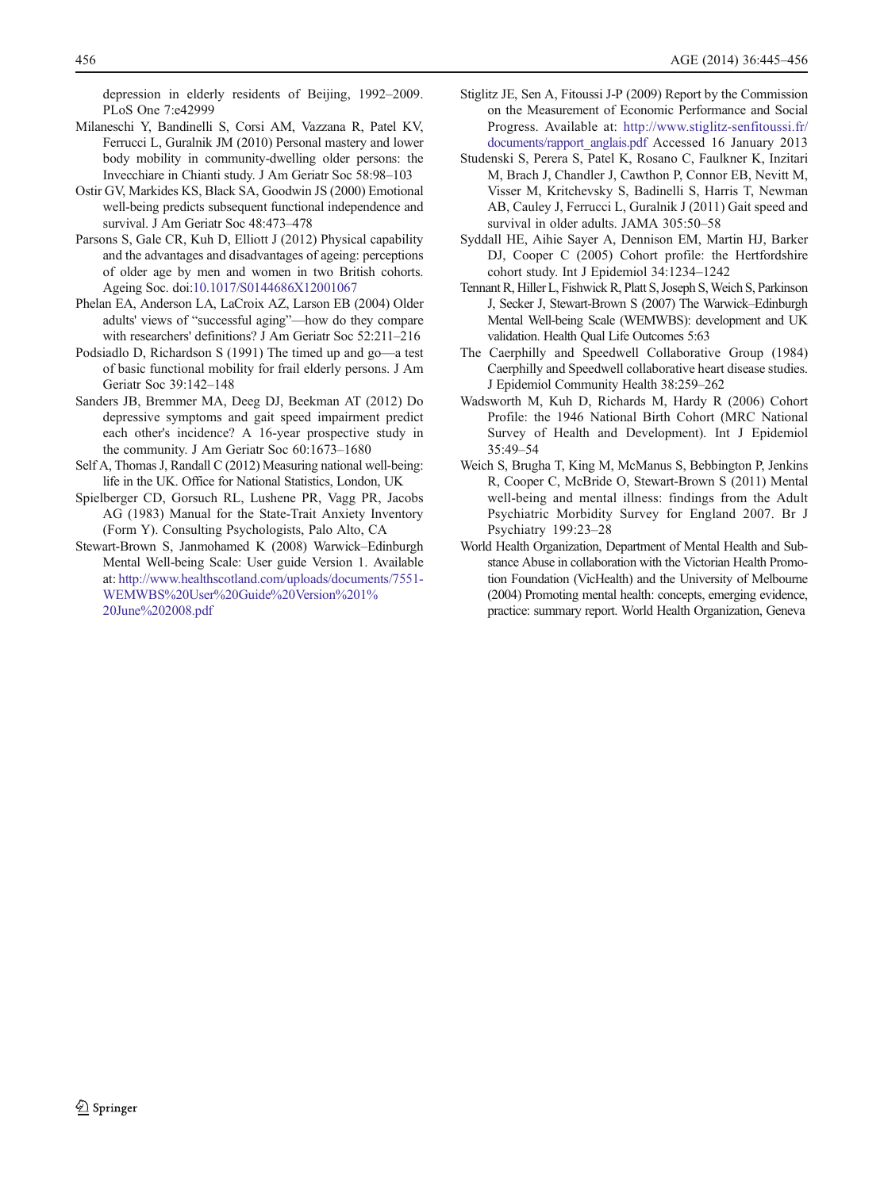depression in elderly residents of Beijing, 1992–2009. PLoS One 7:e42999

Milaneschi Y, Bandinelli S, Corsi AM, Vazzana R, Patel KV, Ferrucci L, Guralnik JM (2010) Personal mastery and lower body mobility in community-dwelling older persons: the Invecchiare in Chianti study. J Am Geriatr Soc 58:98–103

Ostir GV, Markides KS, Black SA, Goodwin JS (2000) Emotional well-being predicts subsequent functional independence and survival. J Am Geriatr Soc 48:473–478

Parsons S, Gale CR, Kuh D, Elliott J (2012) Physical capability and the advantages and disadvantages of ageing: perceptions of older age by men and women in two British cohorts. Ageing Soc. doi:10.1017/S0144686X12001067

Phelan EA, Anderson LA, LaCroix AZ, Larson EB (2004) Older adults' views of "successful aging"—how do they compare with researchers' definitions? J Am Geriatr Soc 52:211–216

Podsiadlo D, Richardson S (1991) The timed up and go—a test of basic functional mobility for frail elderly persons. J Am Geriatr Soc 39:142–148

Sanders JB, Bremmer MA, Deeg DJ, Beekman AT (2012) Do depressive symptoms and gait speed impairment predict each other's incidence? A 16-year prospective study in the community. J Am Geriatr Soc 60:1673–1680

Self A, Thomas J, Randall C (2012) Measuring national well-being: life in the UK. Office for National Statistics, London, UK

Spielberger CD, Gorsuch RL, Lushene PR, Vagg PR, Jacobs AG (1983) Manual for the State-Trait Anxiety Inventory (Form Y). Consulting Psychologists, Palo Alto, CA

Stewart-Brown S, Janmohamed K (2008) Warwick–Edinburgh Mental Well-being Scale: User guide Version 1. Available at: http://www.healthscotland.com/uploads/documents/7551-WEMWBS%20User%20Guide%20Version%201%20June%202008.pdf

Stiglitz JE, Sen A, Fitoussi J-P (2009) Report by the Commission on the Measurement of Economic Performance and Social Progress. Available at: http://www.stiglitz-senfitoussi.fr/documents/rapport_anglais.pdf Accessed 16 January 2013

Studenski S, Perera S, Patel K, Rosano C, Faulkner K, Inzitari M, Brach J, Chandler J, Cawthon P, Connor EB, Nevitt M, Visser M, Kritchevsky S, Badinelli S, Harris T, Newman AB, Cauley J, Ferrucci L, Guralnik J (2011) Gait speed and survival in older adults. JAMA 305:50–58

Syddall HE, Aihie Sayer A, Dennison EM, Martin HJ, Barker DJ, Cooper C (2005) Cohort profile: the Hertfordshire cohort study. Int J Epidemiol 34:1234–1242

Tennant R, Hiller L, Fishwick R, Platt S, Joseph S, Weich S, Parkinson J, Secker J, Stewart-Brown S (2007) The Warwick–Edinburgh Mental Well-being Scale (WEMWBS): development and UK validation. Health Qual Life Outcomes 5:63

The Caerphilly and Speedwell Collaborative Group (1984) Caerphilly and Speedwell collaborative heart disease studies. J Epidemiol Community Health 38:259–262

Wadsworth M, Kuh D, Richards M, Hardy R (2006) Cohort Profile: the 1946 National Birth Cohort (MRC National Survey of Health and Development). Int J Epidemiol 35:49–54

Weich S, Brugha T, King M, McManus S, Bebbington P, Jenkins R, Cooper C, McBride O, Stewart-Brown S (2011) Mental well-being and mental illness: findings from the Adult Psychiatric Morbidity Survey for England 2007. Br J Psychiatry 199:23–28

World Health Organization, Department of Mental Health and Substance Abuse in collaboration with the Victorian Health Promotion Foundation (VicHealth) and the University of Melbourne (2004) Promoting mental health: concepts, emerging evidence, practice: summary report. World Health Organization, Geneva